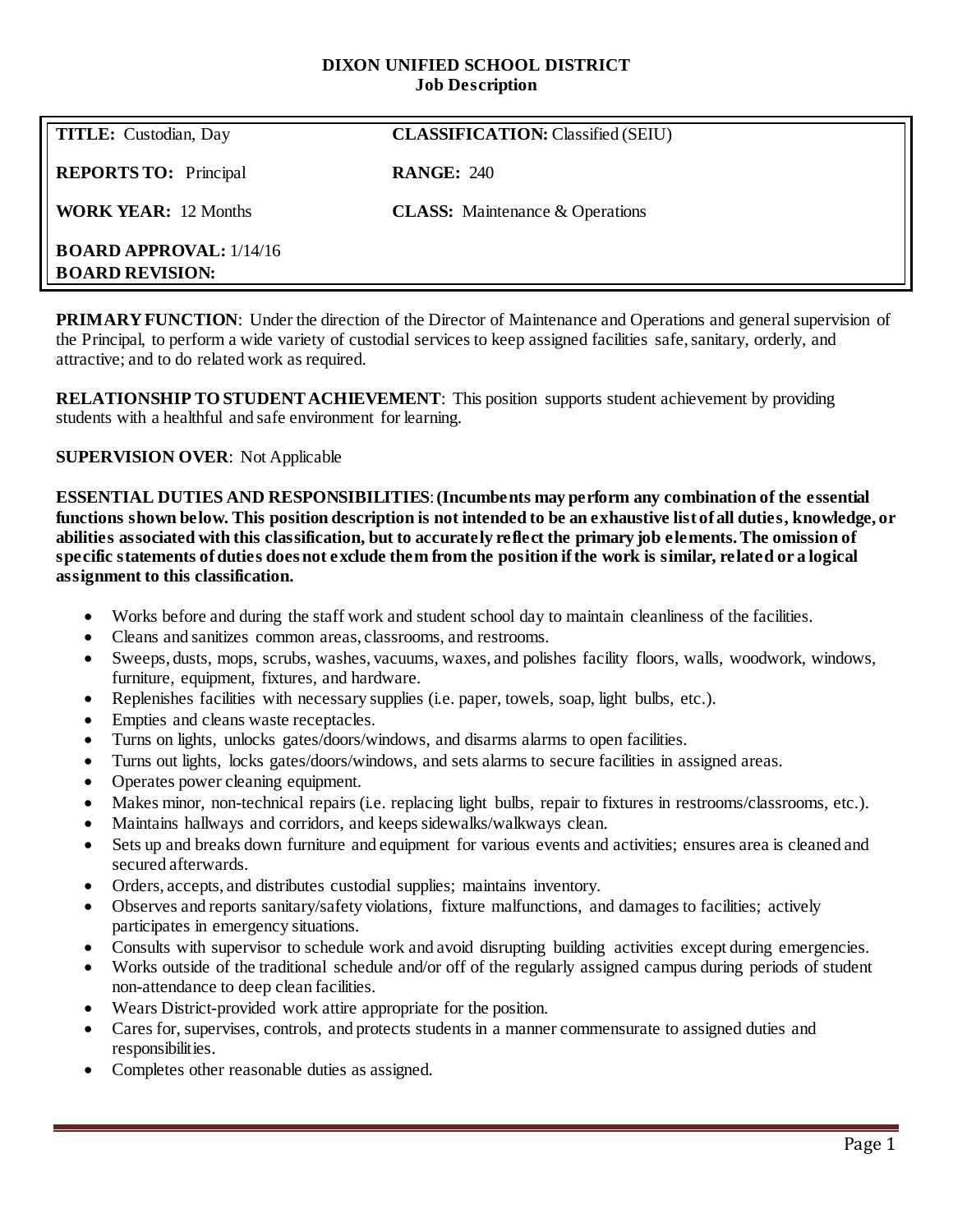**DIXON UNIFIED SCHOOL DISTRICT**
**Job Description**

| | |
|---|---|
| **TITLE:** Custodian, Day | **CLASSIFICATION:** Classified (SEIU) |
| **REPORTS TO:** Principal | **RANGE:** 240 |
| **WORK YEAR:** 12 Months | **CLASS:** Maintenance & Operations |
| **BOARD APPROVAL:** 1/14/16<br>**BOARD REVISION:** | |

**PRIMARY FUNCTION**: Under the direction of the Director of Maintenance and Operations and general supervision of the Principal, to perform a wide variety of custodial services to keep assigned facilities safe, sanitary, orderly, and attractive; and to do related work as required.

**RELATIONSHIP TO STUDENT ACHIEVEMENT**: This position supports student achievement by providing students with a healthful and safe environment for learning.

**SUPERVISION OVER**: Not Applicable

**ESSENTIAL DUTIES AND RESPONSIBILITIES**: **(Incumbents may perform any combination of the essential functions shown below. This position description is not intended to be an exhaustive list of all duties, knowledge, or abilities associated with this classification, but to accurately reflect the primary job elements. The omission of specific statements of duties does not exclude them from the position if the work is similar, related or a logical assignment to this classification.**

- Works before and during the staff work and student school day to maintain cleanliness of the facilities.
- Cleans and sanitizes common areas, classrooms, and restrooms.
- Sweeps, dusts, mops, scrubs, washes, vacuums, waxes, and polishes facility floors, walls, woodwork, windows, furniture, equipment, fixtures, and hardware.
- Replenishes facilities with necessary supplies (i.e. paper, towels, soap, light bulbs, etc.).
- Empties and cleans waste receptacles.
- Turns on lights, unlocks gates/doors/windows, and disarms alarms to open facilities.
- Turns out lights, locks gates/doors/windows, and sets alarms to secure facilities in assigned areas.
- Operates power cleaning equipment.
- Makes minor, non-technical repairs (i.e. replacing light bulbs, repair to fixtures in restrooms/classrooms, etc.).
- Maintains hallways and corridors, and keeps sidewalks/walkways clean.
- Sets up and breaks down furniture and equipment for various events and activities; ensures area is cleaned and secured afterwards.
- Orders, accepts, and distributes custodial supplies; maintains inventory.
- Observes and reports sanitary/safety violations, fixture malfunctions, and damages to facilities; actively participates in emergency situations.
- Consults with supervisor to schedule work and avoid disrupting building activities except during emergencies.
- Works outside of the traditional schedule and/or off of the regularly assigned campus during periods of student non-attendance to deep clean facilities.
- Wears District-provided work attire appropriate for the position.
- Cares for, supervises, controls, and protects students in a manner commensurate to assigned duties and responsibilities.
- Completes other reasonable duties as assigned.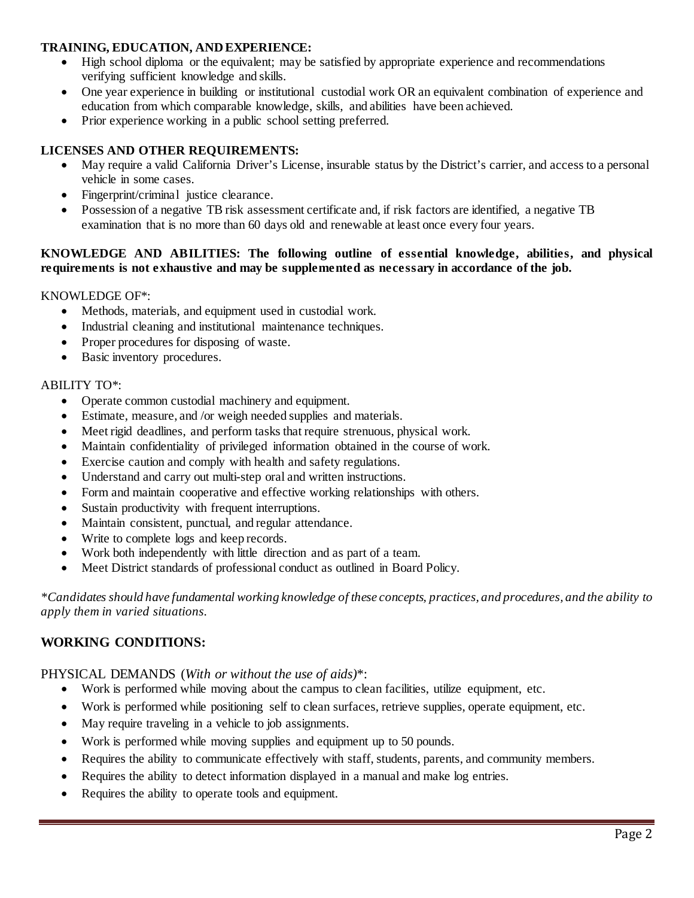**TRAINING, EDUCATION, AND EXPERIENCE:**

- High school diploma or the equivalent; may be satisfied by appropriate experience and recommendations verifying sufficient knowledge and skills.
- One year experience in building or institutional custodial work OR an equivalent combination of experience and education from which comparable knowledge, skills, and abilities have been achieved.
- Prior experience working in a public school setting preferred.

**LICENSES AND OTHER REQUIREMENTS:**

- May require a valid California Driver's License, insurable status by the District's carrier, and access to a personal vehicle in some cases.
- Fingerprint/criminal justice clearance.
- Possession of a negative TB risk assessment certificate and, if risk factors are identified, a negative TB examination that is no more than 60 days old and renewable at least once every four years.

**KNOWLEDGE AND ABILITIES: The following outline of essential knowledge, abilities, and physical requirements is not exhaustive and may be supplemented as necessary in accordance of the job.**

KNOWLEDGE OF*:

- Methods, materials, and equipment used in custodial work.
- Industrial cleaning and institutional maintenance techniques.
- Proper procedures for disposing of waste.
- Basic inventory procedures.

ABILITY TO*:

- Operate common custodial machinery and equipment.
- Estimate, measure, and /or weigh needed supplies and materials.
- Meet rigid deadlines, and perform tasks that require strenuous, physical work.
- Maintain confidentiality of privileged information obtained in the course of work.
- Exercise caution and comply with health and safety regulations.
- Understand and carry out multi-step oral and written instructions.
- Form and maintain cooperative and effective working relationships with others.
- Sustain productivity with frequent interruptions.
- Maintain consistent, punctual, and regular attendance.
- Write to complete logs and keep records.
- Work both independently with little direction and as part of a team.
- Meet District standards of professional conduct as outlined in Board Policy.

**Candidates should have fundamental working knowledge of these concepts, practices, and procedures, and the ability to apply them in varied situations.*

## WORKING CONDITIONS:

PHYSICAL DEMANDS (*With or without the use of aids*)*:

- Work is performed while moving about the campus to clean facilities, utilize equipment, etc.
- Work is performed while positioning self to clean surfaces, retrieve supplies, operate equipment, etc.
- May require traveling in a vehicle to job assignments.
- Work is performed while moving supplies and equipment up to 50 pounds.
- Requires the ability to communicate effectively with staff, students, parents, and community members.
- Requires the ability to detect information displayed in a manual and make log entries.
- Requires the ability to operate tools and equipment.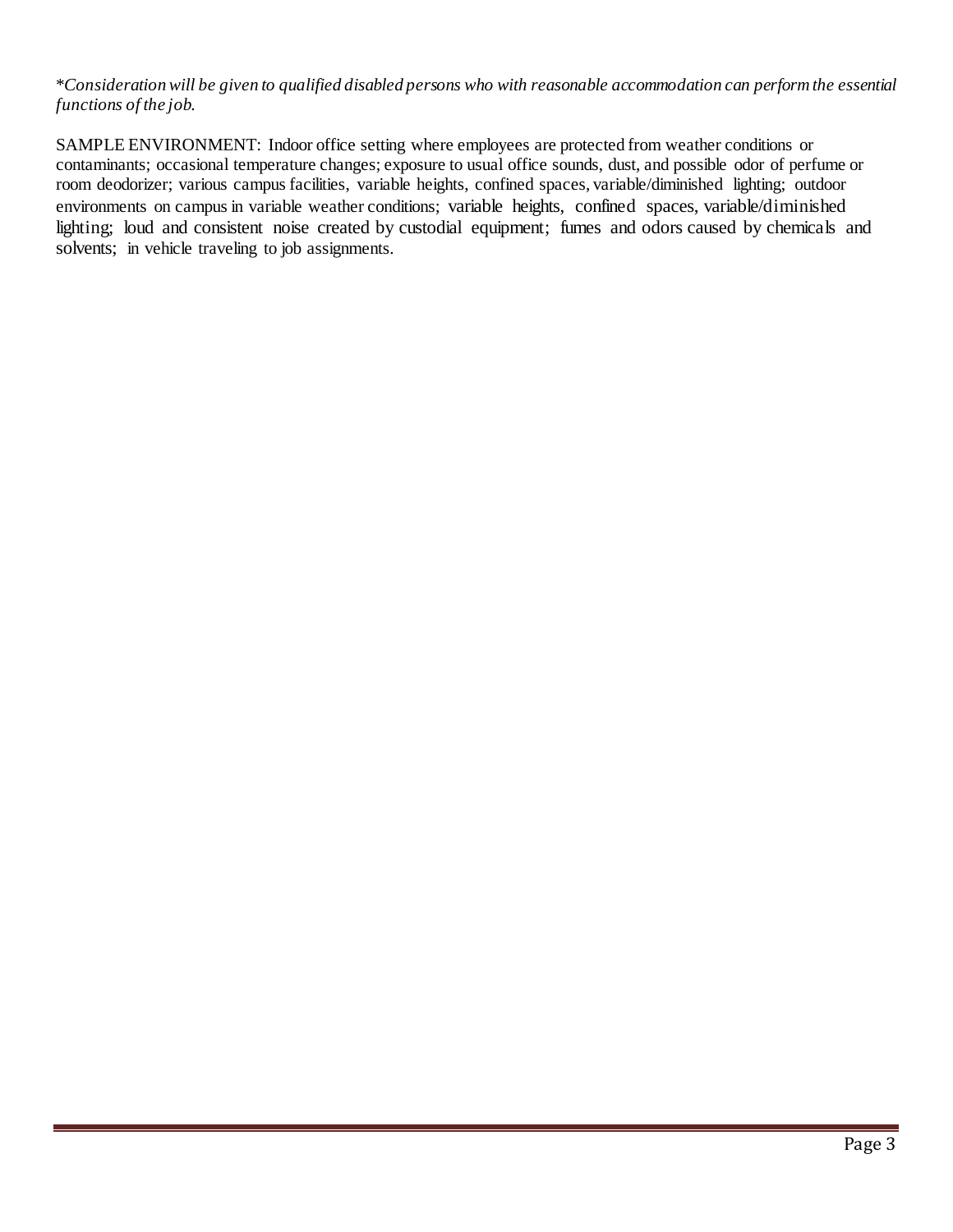**Consideration will be given to qualified disabled persons who with reasonable accommodation can perform the essential functions of the job.*

SAMPLE ENVIRONMENT: Indoor office setting where employees are protected from weather conditions or contaminants; occasional temperature changes; exposure to usual office sounds, dust, and possible odor of perfume or room deodorizer; various campus facilities, variable heights, confined spaces, variable/diminished lighting; outdoor environments on campus in variable weather conditions; variable heights, confined spaces, variable/diminished lighting; loud and consistent noise created by custodial equipment; fumes and odors caused by chemicals and solvents; in vehicle traveling to job assignments.